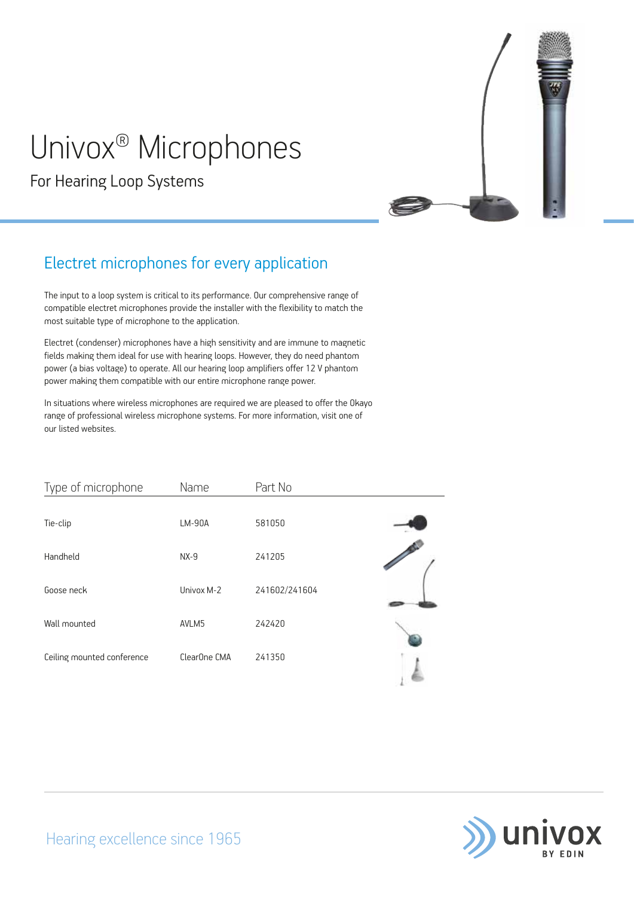# Univox® Microphones

For Hearing Loop Systems

## Electret microphones for every application

The input to a loop system is critical to its performance. Our comprehensive range of compatible electret microphones provide the installer with the flexibility to match the most suitable type of microphone to the application.

Electret (condenser) microphones have a high sensitivity and are immune to magnetic fields making them ideal for use with hearing loops. However, they do need phantom power (a bias voltage) to operate. All our hearing loop amplifiers offer 12 V phantom power making them compatible with our entire microphone range power.

In situations where wireless microphones are required we are pleased to offer the Okayo range of professional wireless microphone systems. For more information, visit one of our listed websites.

| Type of microphone | Name | Part No |
|---|---|---|
| Tie-clip | LM-90A | 581050 |
| Handheld | NX-9 | 241205 |
| Goose neck | Univox M-2 | 241602/241604 |
| Wall mounted | AVLM5 | 242420 |
| Ceiling mounted conference | ClearOne CMA | 241350 |

Hearing excellence since 1965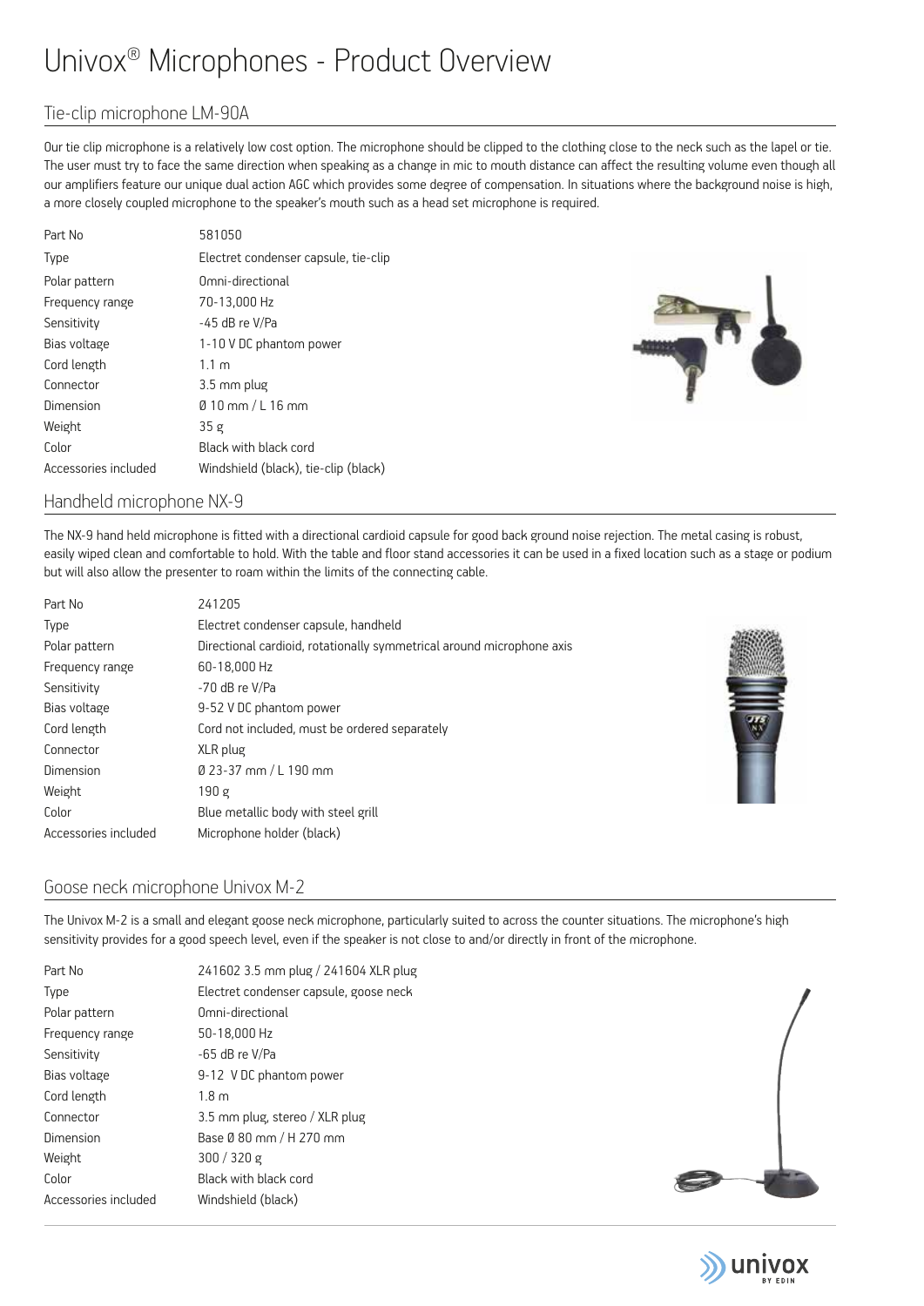# Univox® Microphones - Product Overview

## Tie-clip microphone LM-90A

Our tie clip microphone is a relatively low cost option. The microphone should be clipped to the clothing close to the neck such as the lapel or tie. The user must try to face the same direction when speaking as a change in mic to mouth distance can affect the resulting volume even though all our amplifiers feature our unique dual action AGC which provides some degree of compensation. In situations where the background noise is high, a more closely coupled microphone to the speaker's mouth such as a head set microphone is required.

| | |
|---|---|
| Part No | 581050 |
| Type | Electret condenser capsule, tie-clip |
| Polar pattern | Omni-directional |
| Frequency range | 70-13,000 Hz |
| Sensitivity | -45 dB re V/Pa |
| Bias voltage | 1-10 V DC phantom power |
| Cord length | 1.1 m |
| Connector | 3.5 mm plug |
| Dimension | Ø 10 mm / L 16 mm |
| Weight | 35 g |
| Color | Black with black cord |
| Accessories included | Windshield (black), tie-clip (black) |

## Handheld microphone NX-9

The NX-9 hand held microphone is fitted with a directional cardioid capsule for good back ground noise rejection. The metal casing is robust, easily wiped clean and comfortable to hold. With the table and floor stand accessories it can be used in a fixed location such as a stage or podium but will also allow the presenter to roam within the limits of the connecting cable.

| | |
|---|---|
| Part No | 241205 |
| Type | Electret condenser capsule, handheld |
| Polar pattern | Directional cardioid, rotationally symmetrical around microphone axis |
| Frequency range | 60-18,000 Hz |
| Sensitivity | -70 dB re V/Pa |
| Bias voltage | 9-52 V DC phantom power |
| Cord length | Cord not included, must be ordered separately |
| Connector | XLR plug |
| Dimension | Ø 23-37 mm / L 190 mm |
| Weight | 190 g |
| Color | Blue metallic body with steel grill |
| Accessories included | Microphone holder (black) |

## Goose neck microphone Univox M-2

The Univox M-2 is a small and elegant goose neck microphone, particularly suited to across the counter situations. The microphone's high sensitivity provides for a good speech level, even if the speaker is not close to and/or directly in front of the microphone.

| | |
|---|---|
| Part No | 241602 3.5 mm plug / 241604 XLR plug |
| Type | Electret condenser capsule, goose neck |
| Polar pattern | Omni-directional |
| Frequency range | 50-18,000 Hz |
| Sensitivity | -65 dB re V/Pa |
| Bias voltage | 9-12 V DC phantom power |
| Cord length | 1.8 m |
| Connector | 3.5 mm plug, stereo / XLR plug |
| Dimension | Base Ø 80 mm / H 270 mm |
| Weight | 300 / 320 g |
| Color | Black with black cord |
| Accessories included | Windshield (black) |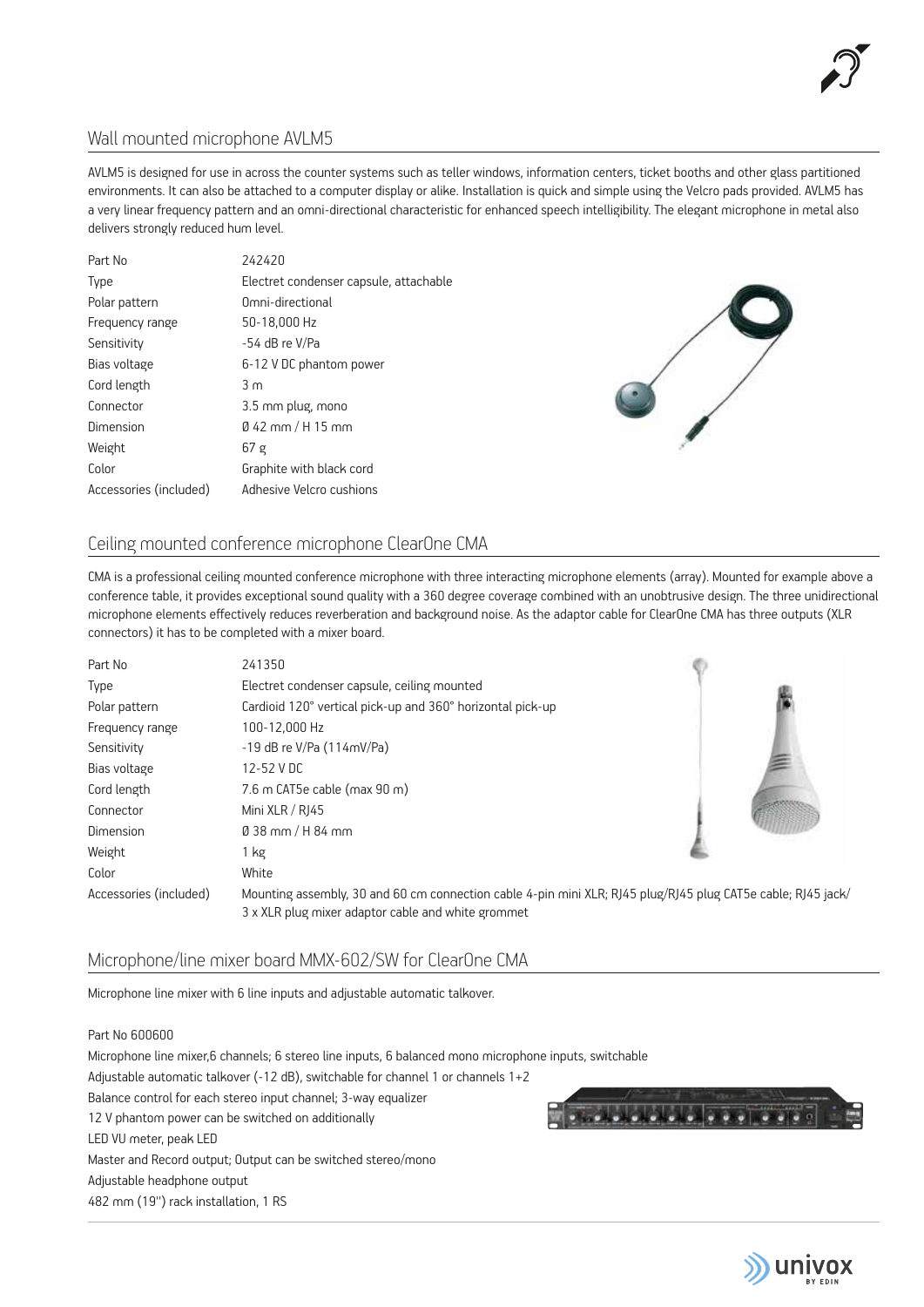## Wall mounted microphone AVLM5

AVLM5 is designed for use in across the counter systems such as teller windows, information centers, ticket booths and other glass partitioned environments. It can also be attached to a computer display or alike. Installation is quick and simple using the Velcro pads provided. AVLM5 has a very linear frequency pattern and an omni-directional characteristic for enhanced speech intelligibility. The elegant microphone in metal also delivers strongly reduced hum level.

| | |
|---|---|
| Part No | 242420 |
| Type | Electret condenser capsule, attachable |
| Polar pattern | Omni-directional |
| Frequency range | 50-18,000 Hz |
| Sensitivity | -54 dB re V/Pa |
| Bias voltage | 6-12 V DC phantom power |
| Cord length | 3 m |
| Connector | 3.5 mm plug, mono |
| Dimension | Ø 42 mm / H 15 mm |
| Weight | 67 g |
| Color | Graphite with black cord |
| Accessories (included) | Adhesive Velcro cushions |

## Ceiling mounted conference microphone ClearOne CMA

CMA is a professional ceiling mounted conference microphone with three interacting microphone elements (array). Mounted for example above a conference table, it provides exceptional sound quality with a 360 degree coverage combined with an unobtrusive design. The three unidirectional microphone elements effectively reduces reverberation and background noise. As the adaptor cable for ClearOne CMA has three outputs (XLR connectors) it has to be completed with a mixer board.

| | |
|---|---|
| Part No | 241350 |
| Type | Electret condenser capsule, ceiling mounted |
| Polar pattern | Cardioid 120° vertical pick-up and 360° horizontal pick-up |
| Frequency range | 100-12,000 Hz |
| Sensitivity | -19 dB re V/Pa (114mV/Pa) |
| Bias voltage | 12-52 V DC |
| Cord length | 7.6 m CAT5e cable (max 90 m) |
| Connector | Mini XLR / RJ45 |
| Dimension | Ø 38 mm / H 84 mm |
| Weight | 1 kg |
| Color | White |
| Accessories (included) | Mounting assembly, 30 and 60 cm connection cable 4-pin mini XLR; RJ45 plug/RJ45 plug CAT5e cable; RJ45 jack/ 3 x XLR plug mixer adaptor cable and white grommet |

## Microphone/line mixer board MMX-602/SW for ClearOne CMA

Microphone line mixer with 6 line inputs and adjustable automatic talkover.

Part No 600600

Microphone line mixer,6 channels; 6 stereo line inputs, 6 balanced mono microphone inputs, switchable
Adjustable automatic talkover (-12 dB), switchable for channel 1 or channels 1+2
Balance control for each stereo input channel; 3-way equalizer
12 V phantom power can be switched on additionally
LED VU meter, peak LED
Master and Record output; Output can be switched stereo/mono
Adjustable headphone output
482 mm (19") rack installation, 1 RS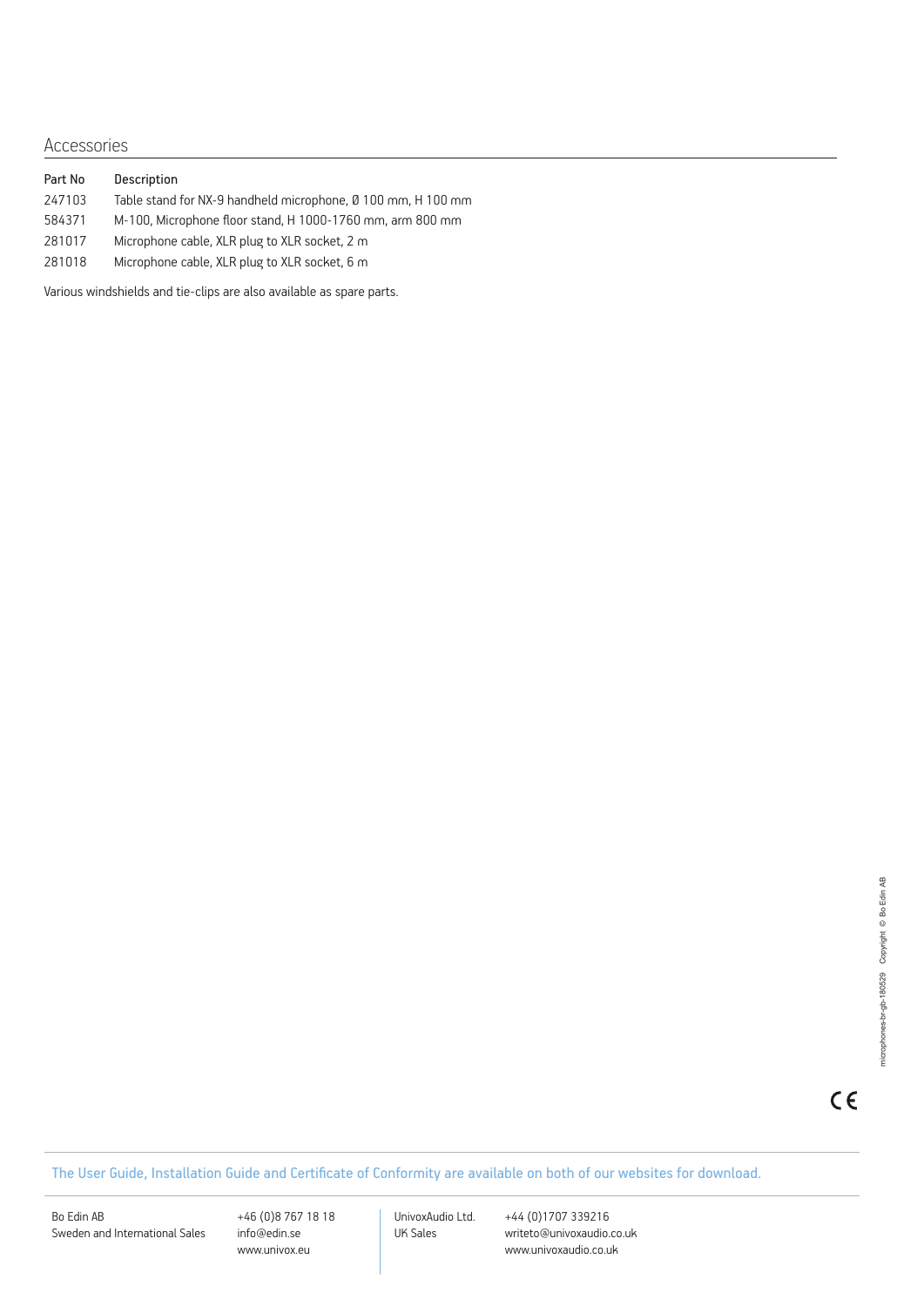## Accessories

| Part No | Description |
|---|---|
| 247103 | Table stand for NX-9 handheld microphone, Ø 100 mm, H 100 mm |
| 584371 | M-100, Microphone floor stand, H 1000-1760 mm, arm 800 mm |
| 281017 | Microphone cable, XLR plug to XLR socket, 2 m |
| 281018 | Microphone cable, XLR plug to XLR socket, 6 m |

Various windshields and tie-clips are also available as spare parts.

microphones-br-gb-180529 Copyright © Bo Edin AB

CE

The User Guide, Installation Guide and Certificate of Conformity are available on both of our websites for download.

Bo Edin AB
Sweden and International Sales
+46 (0)8 767 18 18
info@edin.se
www.univox.eu

UnivoxAudio Ltd.
UK Sales
+44 (0)1707 339216
writeto@univoxaudio.co.uk
www.univoxaudio.co.uk